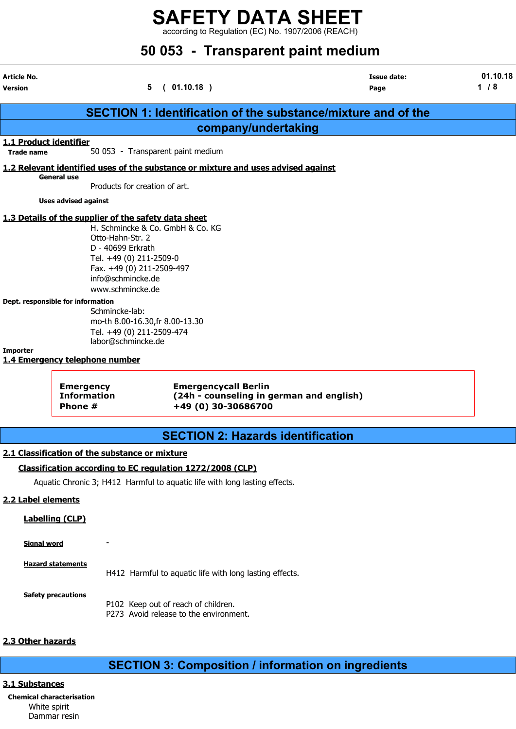# SAFETY DATA SHEET

according to Regulation (EC) No. 1907/2006 (REACH)

# 50 053 - Transparent paint medium

| | | | |
|---|---|---|---|
| **Article No.** | | **Issue date:** | **01.10.18** |
| **Version** | **5 ( 01.10.18 )** | | |

## SECTION 1: Identification of the substance/mixture and of the company/undertaking

### 1.1 Product identifier

**Trade name** 50 053 - Transparent paint medium

### 1.2 Relevant identified uses of the substance or mixture and uses advised against

**General use**

Products for creation of art.

**Uses advised against**

### 1.3 Details of the supplier of the safety data sheet

H. Schmincke & Co. GmbH & Co. KG
Otto-Hahn-Str. 2
D - 40699 Erkrath
Tel. +49 (0) 211-2509-0
Fax. +49 (0) 211-2509-497
info@schmincke.de
www.schmincke.de

**Dept. responsible for information**

Schmincke-lab:
mo-th 8.00-16.30,fr 8.00-13.30
Tel. +49 (0) 211-2509-474
labor@schmincke.de

**Importer**

### 1.4 Emergency telephone number

| | |
|---|---|
| **Emergency Information Phone #** | **Emergencycall Berlin (24h - counseling in german and english) +49 (0) 30-30686700** |

## SECTION 2: Hazards identification

### 2.1 Classification of the substance or mixture

**Classification according to EC regulation 1272/2008 (CLP)**

Aquatic Chronic 3; H412 Harmful to aquatic life with long lasting effects.

### 2.2 Label elements

**Labelling (CLP)**

**Signal word** -

**Hazard statements**

H412 Harmful to aquatic life with long lasting effects.

**Safety precautions**

P102 Keep out of reach of children.
P273 Avoid release to the environment.

### 2.3 Other hazards

## SECTION 3: Composition / information on ingredients

### 3.1 Substances

**Chemical characterisation**

White spirit
Dammar resin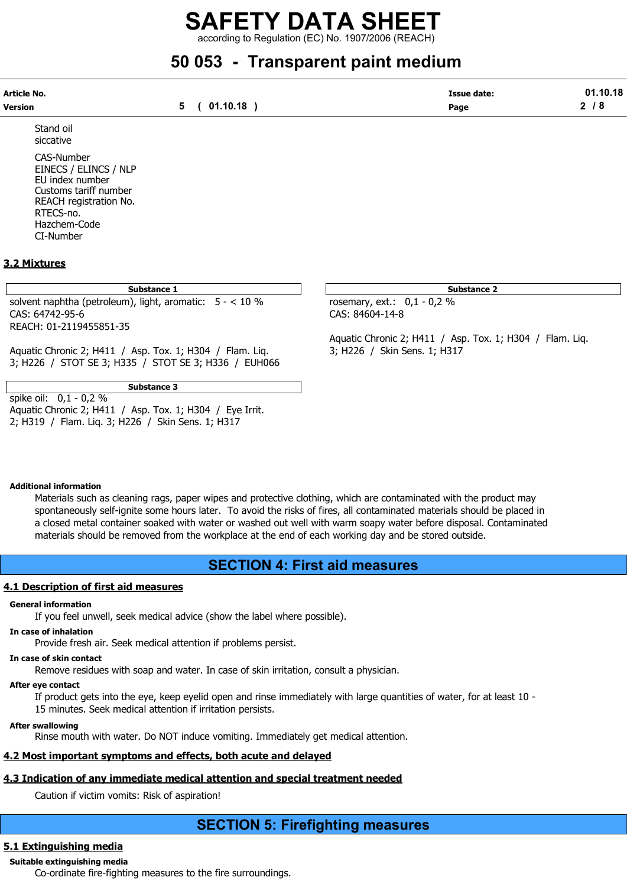Stand oil
siccative

CAS-Number
EINECS / ELINCS / NLP
EU index number
Customs tariff number
REACH registration No.
RTECS-no.
Hazchem-Code
CI-Number

## 3.2 Mixtures

**Substance 1**

solvent naphtha (petroleum), light, aromatic: 5 - < 10 %
CAS: 64742-95-6
REACH: 01-2119455851-35

Aquatic Chronic 2; H411 / Asp. Tox. 1; H304 / Flam. Liq. 3; H226 / STOT SE 3; H335 / STOT SE 3; H336 / EUH066

**Substance 2**

rosemary, ext.: 0,1 - 0,2 %
CAS: 84604-14-8

Aquatic Chronic 2; H411 / Asp. Tox. 1; H304 / Flam. Liq. 3; H226 / Skin Sens. 1; H317

**Substance 3**

spike oil: 0,1 - 0,2 %
Aquatic Chronic 2; H411 / Asp. Tox. 1; H304 / Eye Irrit. 2; H319 / Flam. Liq. 3; H226 / Skin Sens. 1; H317

**Additional information**

Materials such as cleaning rags, paper wipes and protective clothing, which are contaminated with the product may spontaneously self-ignite some hours later. To avoid the risks of fires, all contaminated materials should be placed in a closed metal container soaked with water or washed out well with warm soapy water before disposal. Contaminated materials should be removed from the workplace at the end of each working day and be stored outside.

# SECTION 4: First aid measures

## 4.1 Description of first aid measures

**General information**

If you feel unwell, seek medical advice (show the label where possible).

**In case of inhalation**

Provide fresh air. Seek medical attention if problems persist.

**In case of skin contact**

Remove residues with soap and water. In case of skin irritation, consult a physician.

**After eye contact**

If product gets into the eye, keep eyelid open and rinse immediately with large quantities of water, for at least 10 - 15 minutes. Seek medical attention if irritation persists.

**After swallowing**

Rinse mouth with water. Do NOT induce vomiting. Immediately get medical attention.

## 4.2 Most important symptoms and effects, both acute and delayed

## 4.3 Indication of any immediate medical attention and special treatment needed

Caution if victim vomits: Risk of aspiration!

# SECTION 5: Firefighting measures

## 5.1 Extinguishing media

**Suitable extinguishing media**

Co-ordinate fire-fighting measures to the fire surroundings.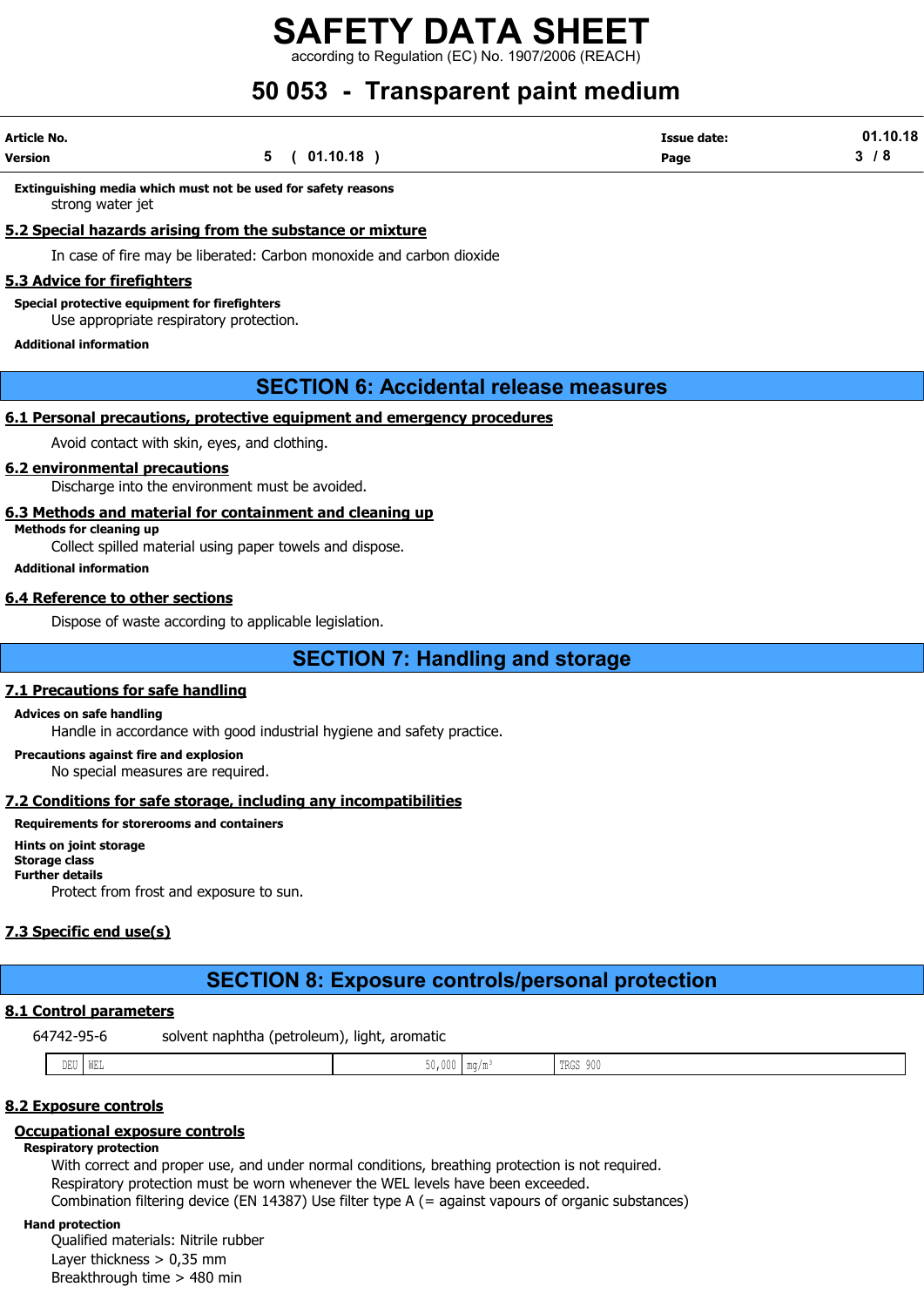**Extinguishing media which must not be used for safety reasons**

strong water jet

## 5.2 Special hazards arising from the substance or mixture

In case of fire may be liberated: Carbon monoxide and carbon dioxide

## 5.3 Advice for firefighters

**Special protective equipment for firefighters**

Use appropriate respiratory protection.

**Additional information**

# SECTION 6: Accidental release measures

## 6.1 Personal precautions, protective equipment and emergency procedures

Avoid contact with skin, eyes, and clothing.

## 6.2 environmental precautions

Discharge into the environment must be avoided.

## 6.3 Methods and material for containment and cleaning up

**Methods for cleaning up**

Collect spilled material using paper towels and dispose.

**Additional information**

## 6.4 Reference to other sections

Dispose of waste according to applicable legislation.

# SECTION 7: Handling and storage

## 7.1 Precautions for safe handling

**Advices on safe handling**

Handle in accordance with good industrial hygiene and safety practice.

**Precautions against fire and explosion**

No special measures are required.

## 7.2 Conditions for safe storage, including any incompatibilities

**Requirements for storerooms and containers**

**Hints on joint storage**

**Storage class**

**Further details**

Protect from frost and exposure to sun.

## 7.3 Specific end use(s)

# SECTION 8: Exposure controls/personal protection

## 8.1 Control parameters

64742-95-6 solvent naphtha (petroleum), light, aromatic

| | | | | |
|---|---|---|---|---|
| DEU | WEL | 50,000 | mg/m³ | TRGS 900 |

## 8.2 Exposure controls

### Occupational exposure controls

**Respiratory protection**

With correct and proper use, and under normal conditions, breathing protection is not required.
Respiratory protection must be worn whenever the WEL levels have been exceeded.
Combination filtering device (EN 14387) Use filter type A (= against vapours of organic substances)

**Hand protection**

Qualified materials: Nitrile rubber
Layer thickness > 0,35 mm
Breakthrough time > 480 min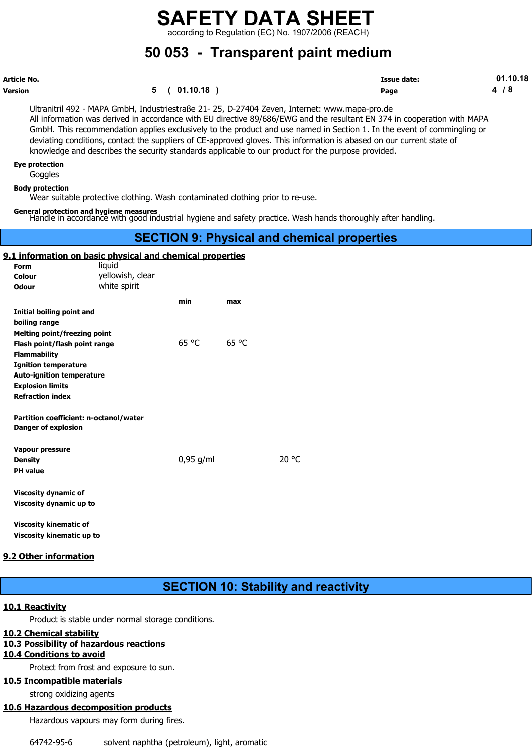Ultranitril 492 - MAPA GmbH, Industriestraße 21- 25, D-27404 Zeven, Internet: www.mapa-pro.de
All information was derived in accordance with EU directive 89/686/EWG and the resultant EN 374 in cooperation with MAPA GmbH. This recommendation applies exclusively to the product and use named in Section 1. In the event of commingling or deviating conditions, contact the suppliers of CE-approved gloves. This information is abased on our current state of knowledge and describes the security standards applicable to our product for the purpose provided.

**Eye protection**

Goggles

**Body protection**

Wear suitable protective clothing. Wash contaminated clothing prior to re-use.

**General protection and hygiene measures**

Handle in accordance with good industrial hygiene and safety practice. Wash hands thoroughly after handling.

## SECTION 9: Physical and chemical properties

### 9.1 information on basic physical and chemical properties

| | | | |
|---|---|---|---|
| **Form** | liquid | | |
| **Colour** | yellowish, clear | | |
| **Odour** | white spirit | | |

| | min | max | |
|---|---|---|---|
| **Initial boiling point and boiling range** | | | |
| **Melting point/freezing point** | | | |
| **Flash point/flash point range** | 65 °C | 65 °C | |
| **Flammability** | | | |
| **Ignition temperature** | | | |
| **Auto-ignition temperature** | | | |
| **Explosion limits** | | | |
| **Refraction index** | | | |
| **Partition coefficient: n-octanol/water** | | | |
| **Danger of explosion** | | | |
| **Vapour pressure** | | | |
| **Density** | 0,95 g/ml | | 20 °C |
| **PH value** | | | |
| **Viscosity dynamic of** | | | |
| **Viscosity dynamic up to** | | | |
| **Viscosity kinematic of** | | | |
| **Viscosity kinematic up to** | | | |

### 9.2 Other information

## SECTION 10: Stability and reactivity

### 10.1 Reactivity

Product is stable under normal storage conditions.

### 10.2 Chemical stability

### 10.3 Possibility of hazardous reactions

### 10.4 Conditions to avoid

Protect from frost and exposure to sun.

### 10.5 Incompatible materials

strong oxidizing agents

### 10.6 Hazardous decomposition products

Hazardous vapours may form during fires.

64742-95-6 solvent naphtha (petroleum), light, aromatic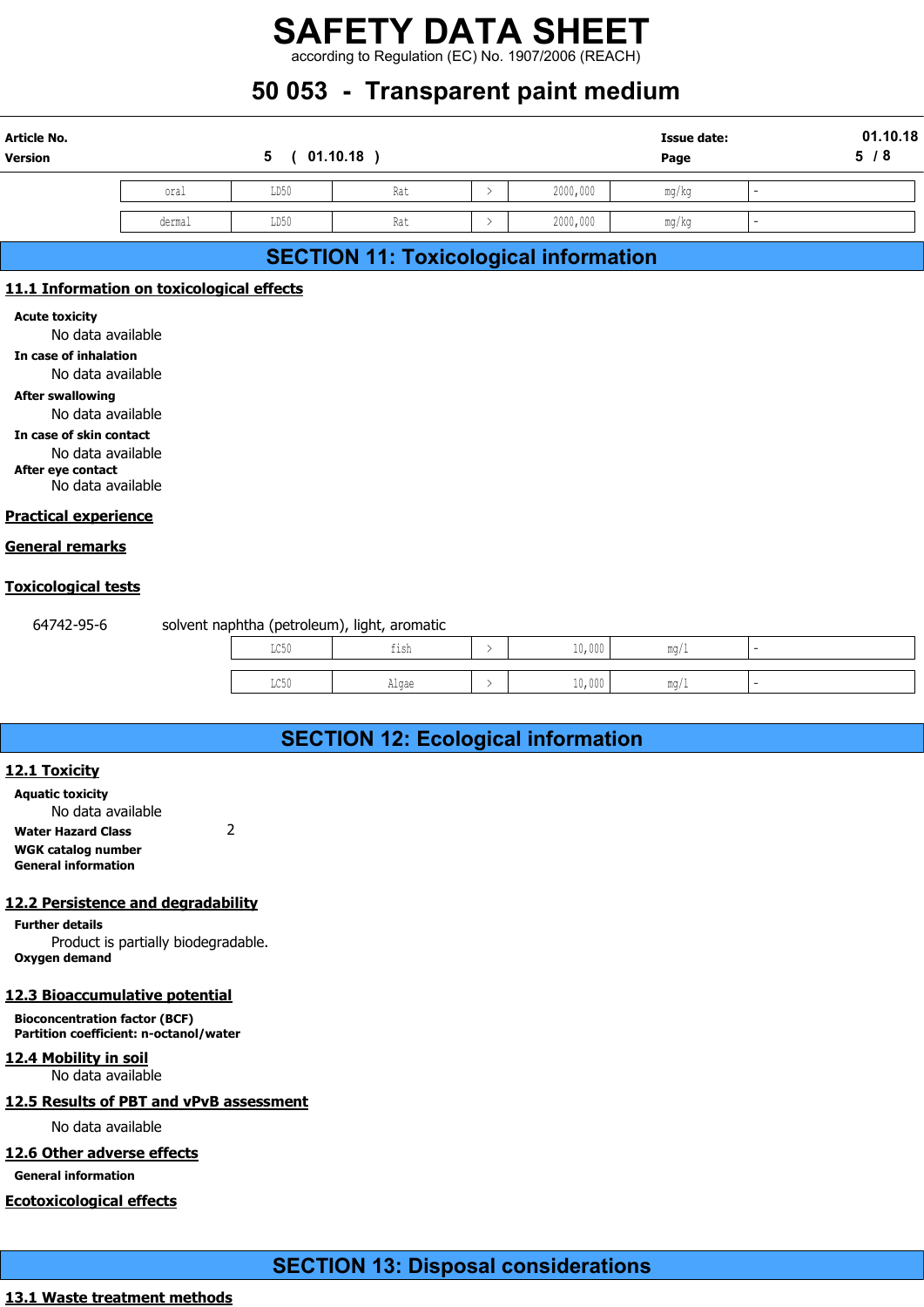| | | | | | |
|---|---|---|---|---|---|
| oral | LD50 | Rat | > | 2000,000 | mg/kg | - |
| dermal | LD50 | Rat | > | 2000,000 | mg/kg | - |

# SECTION 11: Toxicological information

## 11.1 Information on toxicological effects

**Acute toxicity**

No data available

**In case of inhalation**

No data available

**After swallowing**

No data available

**In case of skin contact**

No data available

**After eye contact**

No data available

## Practical experience

## General remarks

## Toxicological tests

64742-95-6 solvent naphtha (petroleum), light, aromatic

| | | | | | |
|---|---|---|---|---|---|
| LC50 | fish | > | 10,000 | mg/l | - |
| LC50 | Algae | > | 10,000 | mg/l | - |

# SECTION 12: Ecological information

## 12.1 Toxicity

**Aquatic toxicity**

No data available

**Water Hazard Class** 2

**WGK catalog number**

**General information**

## 12.2 Persistence and degradability

**Further details**

Product is partially biodegradable.

**Oxygen demand**

## 12.3 Bioaccumulative potential

**Bioconcentration factor (BCF)**

**Partition coefficient: n-octanol/water**

## 12.4 Mobility in soil

No data available

## 12.5 Results of PBT and vPvB assessment

No data available

## 12.6 Other adverse effects

**General information**

## Ecotoxicological effects

# SECTION 13: Disposal considerations

## 13.1 Waste treatment methods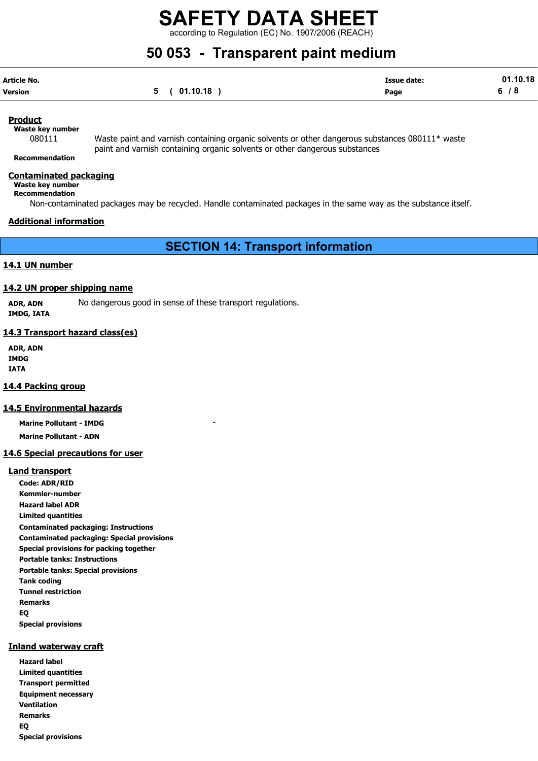**Product**

**Waste key number**

| | |
|---|---|
| 080111 | Waste paint and varnish containing organic solvents or other dangerous substances 080111* waste paint and varnish containing organic solvents or other dangerous substances |

**Recommendation**

**Contaminated packaging**

**Waste key number**

**Recommendation**

Non-contaminated packages may be recycled. Handle contaminated packages in the same way as the substance itself.

**Additional information**

## SECTION 14: Transport information

### 14.1 UN number

### 14.2 UN proper shipping name

**ADR, ADN** No dangerous good in sense of these transport regulations.

**IMDG, IATA**

### 14.3 Transport hazard class(es)

**ADR, ADN**

**IMDG**

**IATA**

### 14.4 Packing group

### 14.5 Environmental hazards

**Marine Pollutant - IMDG** -

**Marine Pollutant - ADN**

### 14.6 Special precautions for user

**Land transport**

**Code: ADR/RID**

**Kemmler-number**

**Hazard label ADR**

**Limited quantities**

**Contaminated packaging: Instructions**

**Contaminated packaging: Special provisions**

**Special provisions for packing together**

**Portable tanks: Instructions**

**Portable tanks: Special provisions**

**Tank coding**

**Tunnel restriction**

**Remarks**

**EQ**

**Special provisions**

**Inland waterway craft**

**Hazard label**

**Limited quantities**

**Transport permitted**

**Equipment necessary**

**Ventilation**

**Remarks**

**EQ**

**Special provisions**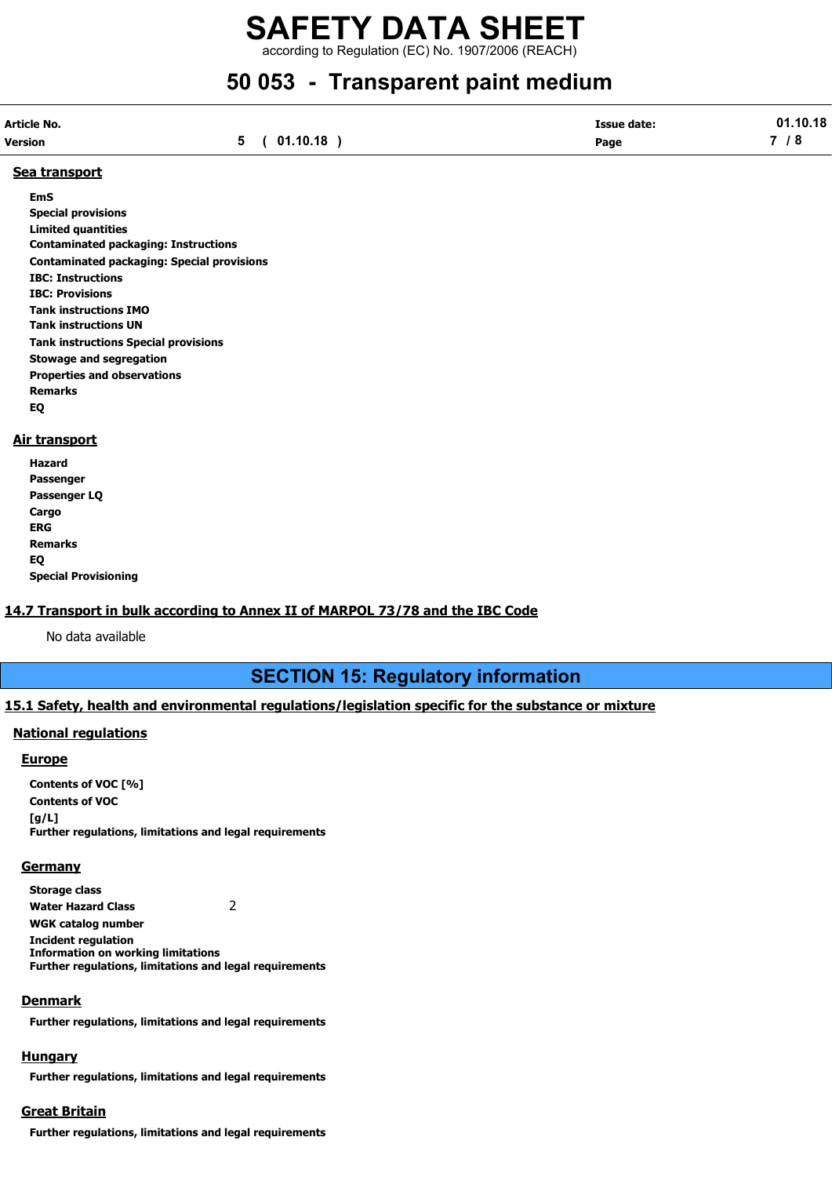#### Sea transport

**EmS**
**Special provisions**
**Limited quantities**
**Contaminated packaging: Instructions**
**Contaminated packaging: Special provisions**
**IBC: Instructions**
**IBC: Provisions**
**Tank instructions IMO**
**Tank instructions UN**
**Tank instructions Special provisions**
**Stowage and segregation**
**Properties and observations**
**Remarks**
**EQ**

#### Air transport

**Hazard**
**Passenger**
**Passenger LQ**
**Cargo**
**ERG**
**Remarks**
**EQ**
**Special Provisioning**

### 14.7 Transport in bulk according to Annex II of MARPOL 73/78 and the IBC Code

No data available

## SECTION 15: Regulatory information

### 15.1 Safety, health and environmental regulations/legislation specific for the substance or mixture

#### National regulations

##### Europe

**Contents of VOC [%]**
**Contents of VOC [g/L]**
**Further regulations, limitations and legal requirements**

##### Germany

**Storage class**
**Water Hazard Class** 2
**WGK catalog number**
**Incident regulation**
**Information on working limitations**
**Further regulations, limitations and legal requirements**

##### Denmark

**Further regulations, limitations and legal requirements**

##### Hungary

**Further regulations, limitations and legal requirements**

##### Great Britain

**Further regulations, limitations and legal requirements**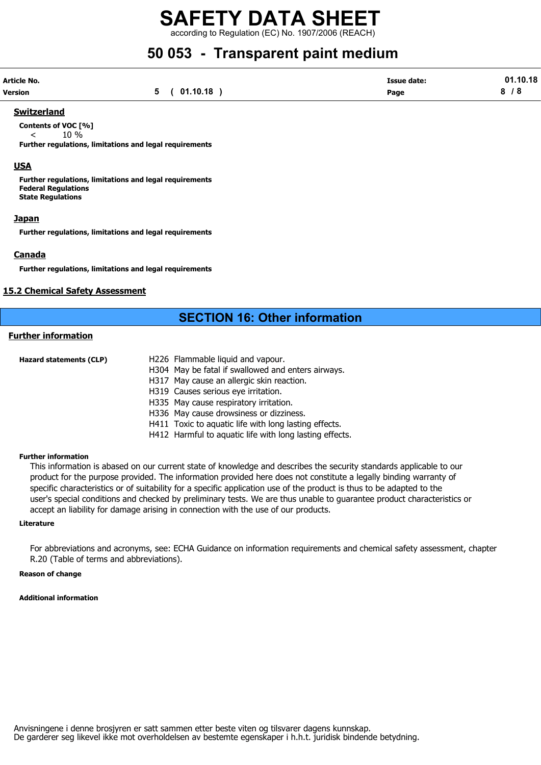## Switzerland

**Contents of VOC [%]**

< 10 %

**Further regulations, limitations and legal requirements**

## USA

**Further regulations, limitations and legal requirements**

**Federal Regulations**

**State Regulations**

## Japan

**Further regulations, limitations and legal requirements**

## Canada

**Further regulations, limitations and legal requirements**

## 15.2 Chemical Safety Assessment

# SECTION 16: Other information

## Further information

**Hazard statements (CLP)**

H226 Flammable liquid and vapour.
H304 May be fatal if swallowed and enters airways.
H317 May cause an allergic skin reaction.
H319 Causes serious eye irritation.
H335 May cause respiratory irritation.
H336 May cause drowsiness or dizziness.
H411 Toxic to aquatic life with long lasting effects.
H412 Harmful to aquatic life with long lasting effects.

**Further information**

This information is abased on our current state of knowledge and describes the security standards applicable to our product for the purpose provided. The information provided here does not constitute a legally binding warranty of specific characteristics or of suitability for a specific application use of the product is thus to be adapted to the user's special conditions and checked by preliminary tests. We are thus unable to guarantee product characteristics or accept an liability for damage arising in connection with the use of our products.

**Literature**

For abbreviations and acronyms, see: ECHA Guidance on information requirements and chemical safety assessment, chapter R.20 (Table of terms and abbreviations).

**Reason of change**

**Additional information**

Anvisningene i denne brosjyren er satt sammen etter beste viten og tilsvarer dagens kunnskap.
De garderer seg likevel ikke mot overholdelsen av bestemte egenskaper i h.h.t. juridisk bindende betydning.